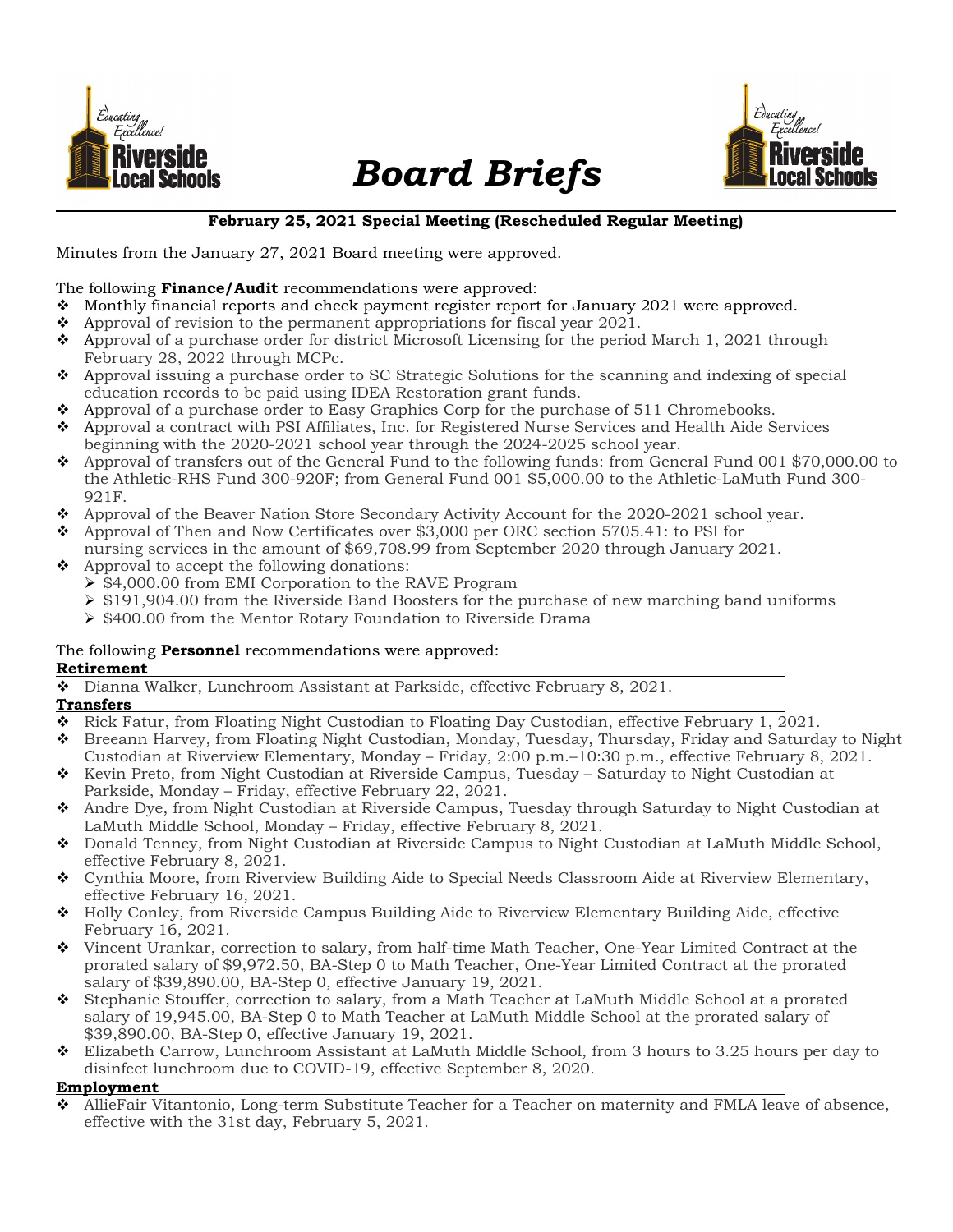# Board Briefs

**February 25, 2021 Special Meeting (Rescheduled Regular Meeting)**

Minutes from the January 27, 2021 Board meeting were approved.

The following **Finance/Audit** recommendations were approved:

- Monthly financial reports and check payment register report for January 2021 were approved.
- Approval of revision to the permanent appropriations for fiscal year 2021.
- Approval of a purchase order for district Microsoft Licensing for the period March 1, 2021 through February 28, 2022 through MCPc.
- Approval issuing a purchase order to SC Strategic Solutions for the scanning and indexing of special education records to be paid using IDEA Restoration grant funds.
- Approval of a purchase order to Easy Graphics Corp for the purchase of 511 Chromebooks.
- Approval a contract with PSI Affiliates, Inc. for Registered Nurse Services and Health Aide Services beginning with the 2020-2021 school year through the 2024-2025 school year.
- Approval of transfers out of the General Fund to the following funds: from General Fund 001 $70,000.00 to the Athletic-RHS Fund 300-920F; from General Fund 001 $5,000.00 to the Athletic-LaMuth Fund 300-921F.
- Approval of the Beaver Nation Store Secondary Activity Account for the 2020-2021 school year.
- Approval of Then and Now Certificates over $3,000 per ORC section 5705.41: to PSI for nursing services in the amount of $69,708.99 from September 2020 through January 2021.
- Approval to accept the following donations:
  - $4,000.00 from EMI Corporation to the RAVE Program
  - $191,904.00 from the Riverside Band Boosters for the purchase of new marching band uniforms
  - $400.00 from the Mentor Rotary Foundation to Riverside Drama

The following **Personnel** recommendations were approved:

**Retirement**

- Dianna Walker, Lunchroom Assistant at Parkside, effective February 8, 2021.

**Transfers**

- Rick Fatur, from Floating Night Custodian to Floating Day Custodian, effective February 1, 2021.
- Breeann Harvey, from Floating Night Custodian, Monday, Tuesday, Thursday, Friday and Saturday to Night Custodian at Riverview Elementary, Monday – Friday, 2:00 p.m.–10:30 p.m., effective February 8, 2021.
- Kevin Preto, from Night Custodian at Riverside Campus, Tuesday – Saturday to Night Custodian at Parkside, Monday – Friday, effective February 22, 2021.
- Andre Dye, from Night Custodian at Riverside Campus, Tuesday through Saturday to Night Custodian at LaMuth Middle School, Monday – Friday, effective February 8, 2021.
- Donald Tenney, from Night Custodian at Riverside Campus to Night Custodian at LaMuth Middle School, effective February 8, 2021.
- Cynthia Moore, from Riverview Building Aide to Special Needs Classroom Aide at Riverview Elementary, effective February 16, 2021.
- Holly Conley, from Riverside Campus Building Aide to Riverview Elementary Building Aide, effective February 16, 2021.
- Vincent Urankar, correction to salary, from half-time Math Teacher, One-Year Limited Contract at the prorated salary of $9,972.50, BA-Step 0 to Math Teacher, One-Year Limited Contract at the prorated salary of $39,890.00, BA-Step 0, effective January 19, 2021.
- Stephanie Stouffer, correction to salary, from a Math Teacher at LaMuth Middle School at a prorated salary of 19,945.00, BA-Step 0 to Math Teacher at LaMuth Middle School at the prorated salary of $39,890.00, BA-Step 0, effective January 19, 2021.
- Elizabeth Carrow, Lunchroom Assistant at LaMuth Middle School, from 3 hours to 3.25 hours per day to disinfect lunchroom due to COVID-19, effective September 8, 2020.

**Employment**

- AllieFair Vitantonio, Long-term Substitute Teacher for a Teacher on maternity and FMLA leave of absence, effective with the 31st day, February 5, 2021.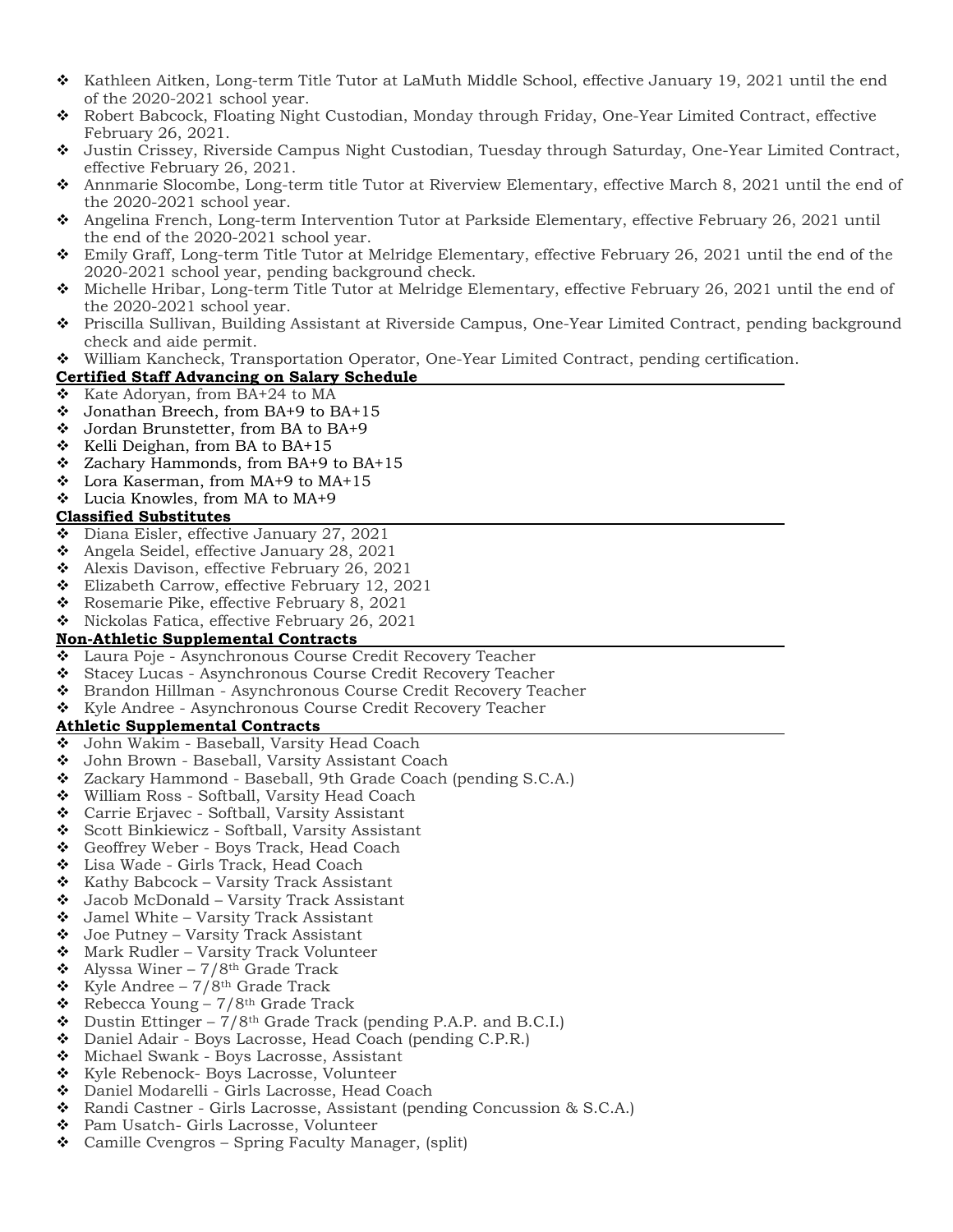- Kathleen Aitken, Long-term Title Tutor at LaMuth Middle School, effective January 19, 2021 until the end of the 2020-2021 school year.
- Robert Babcock, Floating Night Custodian, Monday through Friday, One-Year Limited Contract, effective February 26, 2021.
- Justin Crissey, Riverside Campus Night Custodian, Tuesday through Saturday, One-Year Limited Contract, effective February 26, 2021.
- Annmarie Slocombe, Long-term title Tutor at Riverview Elementary, effective March 8, 2021 until the end of the 2020-2021 school year.
- Angelina French, Long-term Intervention Tutor at Parkside Elementary, effective February 26, 2021 until the end of the 2020-2021 school year.
- Emily Graff, Long-term Title Tutor at Melridge Elementary, effective February 26, 2021 until the end of the 2020-2021 school year, pending background check.
- Michelle Hribar, Long-term Title Tutor at Melridge Elementary, effective February 26, 2021 until the end of the 2020-2021 school year.
- Priscilla Sullivan, Building Assistant at Riverside Campus, One-Year Limited Contract, pending background check and aide permit.
- William Kancheck, Transportation Operator, One-Year Limited Contract, pending certification.

**Certified Staff Advancing on Salary Schedule**

- Kate Adoryan, from BA+24 to MA
- Jonathan Breech, from BA+9 to BA+15
- Jordan Brunstetter, from BA to BA+9
- Kelli Deighan, from BA to BA+15
- Zachary Hammonds, from BA+9 to BA+15
- Lora Kaserman, from MA+9 to MA+15
- Lucia Knowles, from MA to MA+9

**Classified Substitutes**

- Diana Eisler, effective January 27, 2021
- Angela Seidel, effective January 28, 2021
- Alexis Davison, effective February 26, 2021
- Elizabeth Carrow, effective February 12, 2021
- Rosemarie Pike, effective February 8, 2021
- Nickolas Fatica, effective February 26, 2021

**Non-Athletic Supplemental Contracts**

- Laura Poje - Asynchronous Course Credit Recovery Teacher
- Stacey Lucas - Asynchronous Course Credit Recovery Teacher
- Brandon Hillman - Asynchronous Course Credit Recovery Teacher
- Kyle Andree - Asynchronous Course Credit Recovery Teacher

**Athletic Supplemental Contracts**

- John Wakim - Baseball, Varsity Head Coach
- John Brown - Baseball, Varsity Assistant Coach
- Zackary Hammond - Baseball, 9th Grade Coach (pending S.C.A.)
- William Ross - Softball, Varsity Head Coach
- Carrie Erjavec - Softball, Varsity Assistant
- Scott Binkiewicz - Softball, Varsity Assistant
- Geoffrey Weber - Boys Track, Head Coach
- Lisa Wade - Girls Track, Head Coach
- Kathy Babcock – Varsity Track Assistant
- Jacob McDonald – Varsity Track Assistant
- Jamel White – Varsity Track Assistant
- Joe Putney – Varsity Track Assistant
- Mark Rudler – Varsity Track Volunteer
- Alyssa Winer – 7/8th Grade Track
- Kyle Andree – 7/8th Grade Track
- Rebecca Young – 7/8th Grade Track
- Dustin Ettinger – 7/8th Grade Track (pending P.A.P. and B.C.I.)
- Daniel Adair - Boys Lacrosse, Head Coach (pending C.P.R.)
- Michael Swank - Boys Lacrosse, Assistant
- Kyle Rebenock- Boys Lacrosse, Volunteer
- Daniel Modarelli - Girls Lacrosse, Head Coach
- Randi Castner - Girls Lacrosse, Assistant (pending Concussion & S.C.A.)
- Pam Usatch- Girls Lacrosse, Volunteer
- Camille Cvengros – Spring Faculty Manager, (split)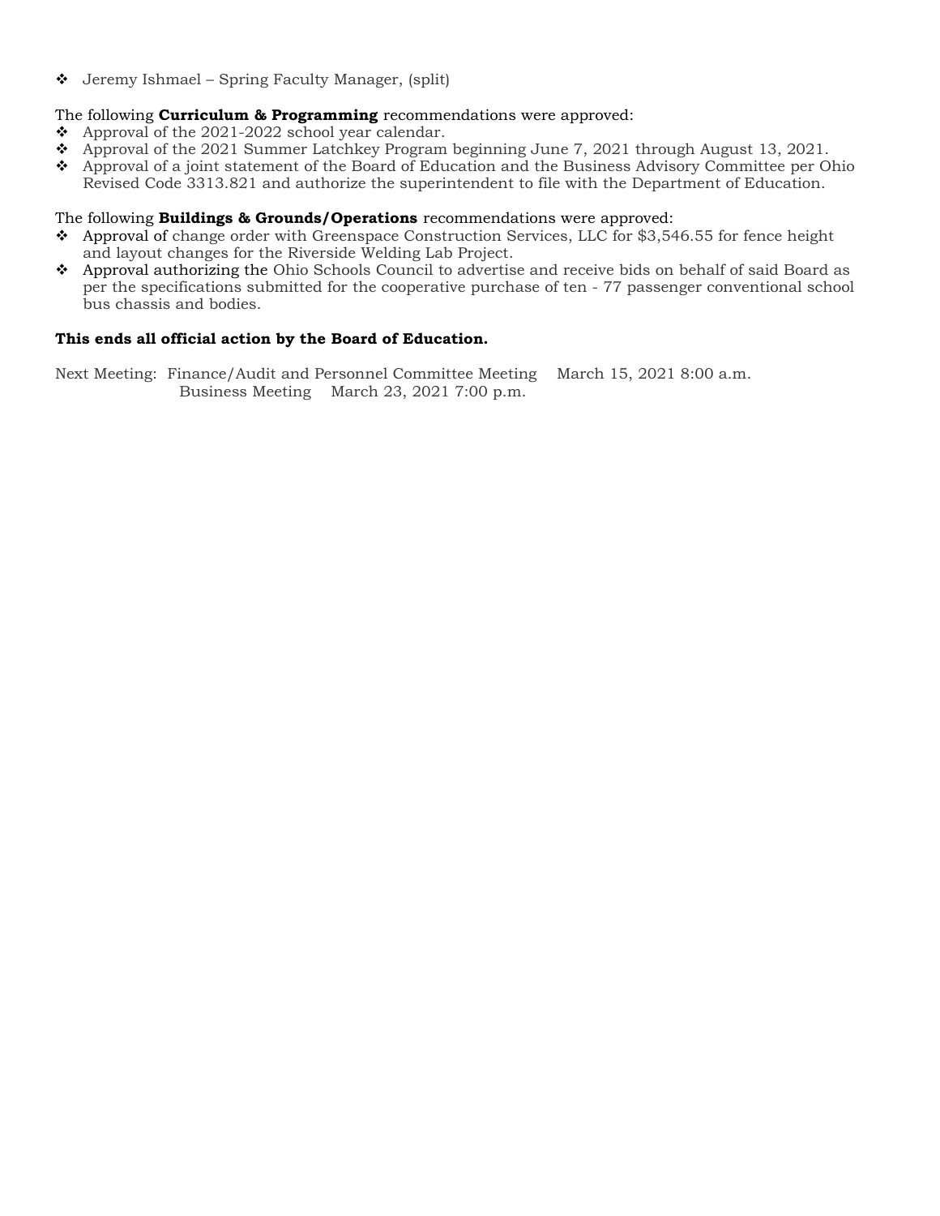- Jeremy Ishmael – Spring Faculty Manager, (split)

The following **Curriculum & Programming** recommendations were approved:

- Approval of the 2021-2022 school year calendar.
- Approval of the 2021 Summer Latchkey Program beginning June 7, 2021 through August 13, 2021.
- Approval of a joint statement of the Board of Education and the Business Advisory Committee per Ohio Revised Code 3313.821 and authorize the superintendent to file with the Department of Education.

The following **Buildings & Grounds/Operations** recommendations were approved:

- Approval of change order with Greenspace Construction Services, LLC for $3,546.55 for fence height and layout changes for the Riverside Welding Lab Project.
- Approval authorizing the Ohio Schools Council to advertise and receive bids on behalf of said Board as per the specifications submitted for the cooperative purchase of ten - 77 passenger conventional school bus chassis and bodies.

**This ends all official action by the Board of Education.**

Next Meeting: Finance/Audit and Personnel Committee Meeting March 15, 2021 8:00 a.m.
Business Meeting March 23, 2021 7:00 p.m.